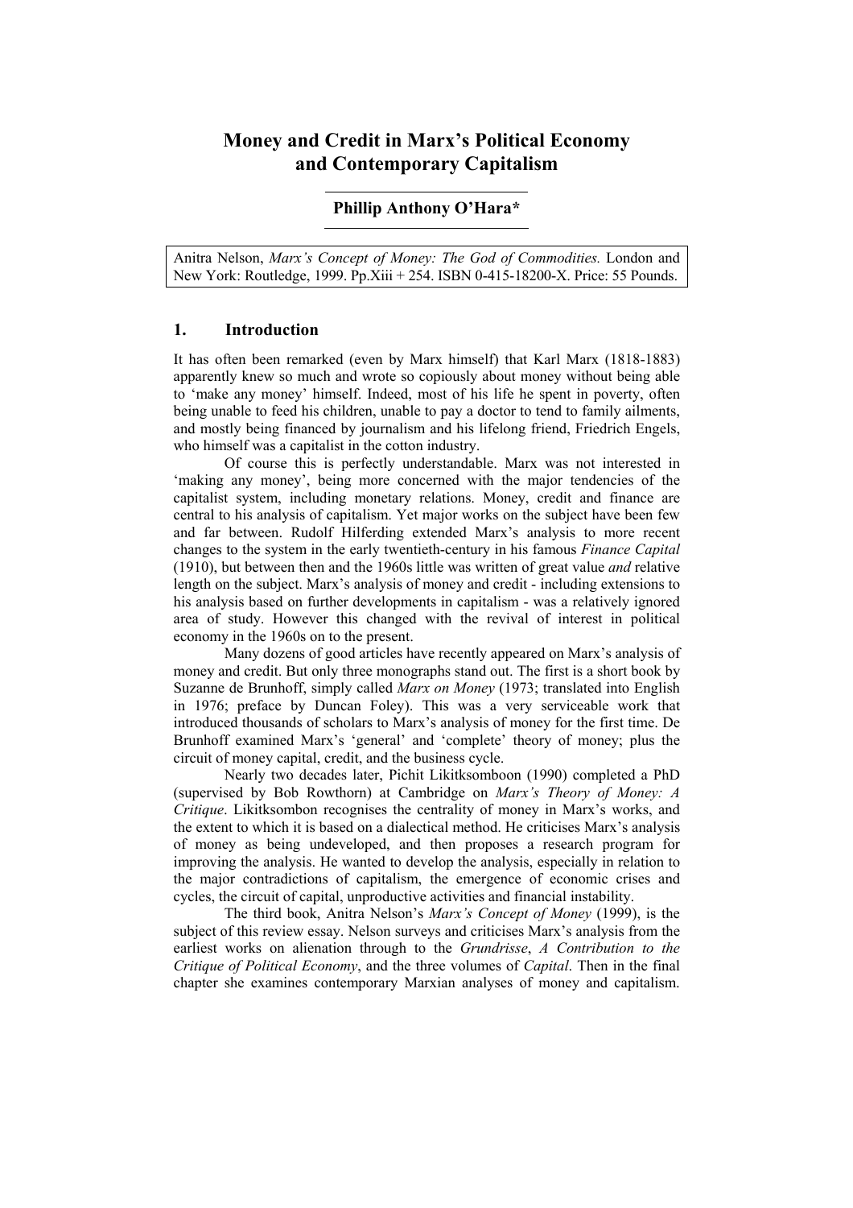# Money and Credit in Marx's Political Economy and Contemporary Capitalism

**Phillip Anthony O'Hara***

Anitra Nelson, *Marx's Concept of Money: The God of Commodities.* London and New York: Routledge, 1999. Pp.Xiii + 254. ISBN 0-415-18200-X. Price: 55 Pounds.

## 1. Introduction

It has often been remarked (even by Marx himself) that Karl Marx (1818-1883) apparently knew so much and wrote so copiously about money without being able to 'make any money' himself. Indeed, most of his life he spent in poverty, often being unable to feed his children, unable to pay a doctor to tend to family ailments, and mostly being financed by journalism and his lifelong friend, Friedrich Engels, who himself was a capitalist in the cotton industry.

Of course this is perfectly understandable. Marx was not interested in 'making any money', being more concerned with the major tendencies of the capitalist system, including monetary relations. Money, credit and finance are central to his analysis of capitalism. Yet major works on the subject have been few and far between. Rudolf Hilferding extended Marx's analysis to more recent changes to the system in the early twentieth-century in his famous *Finance Capital* (1910), but between then and the 1960s little was written of great value *and* relative length on the subject. Marx's analysis of money and credit - including extensions to his analysis based on further developments in capitalism - was a relatively ignored area of study. However this changed with the revival of interest in political economy in the 1960s on to the present.

Many dozens of good articles have recently appeared on Marx's analysis of money and credit. But only three monographs stand out. The first is a short book by Suzanne de Brunhoff, simply called *Marx on Money* (1973; translated into English in 1976; preface by Duncan Foley). This was a very serviceable work that introduced thousands of scholars to Marx's analysis of money for the first time. De Brunhoff examined Marx's 'general' and 'complete' theory of money; plus the circuit of money capital, credit, and the business cycle.

Nearly two decades later, Pichit Likitksomboon (1990) completed a PhD (supervised by Bob Rowthorn) at Cambridge on *Marx's Theory of Money: A Critique*. Likitksombon recognises the centrality of money in Marx's works, and the extent to which it is based on a dialectical method. He criticises Marx's analysis of money as being undeveloped, and then proposes a research program for improving the analysis. He wanted to develop the analysis, especially in relation to the major contradictions of capitalism, the emergence of economic crises and cycles, the circuit of capital, unproductive activities and financial instability.

The third book, Anitra Nelson's *Marx's Concept of Money* (1999), is the subject of this review essay. Nelson surveys and criticises Marx's analysis from the earliest works on alienation through to the *Grundrisse*, *A Contribution to the Critique of Political Economy*, and the three volumes of *Capital*. Then in the final chapter she examines contemporary Marxian analyses of money and capitalism.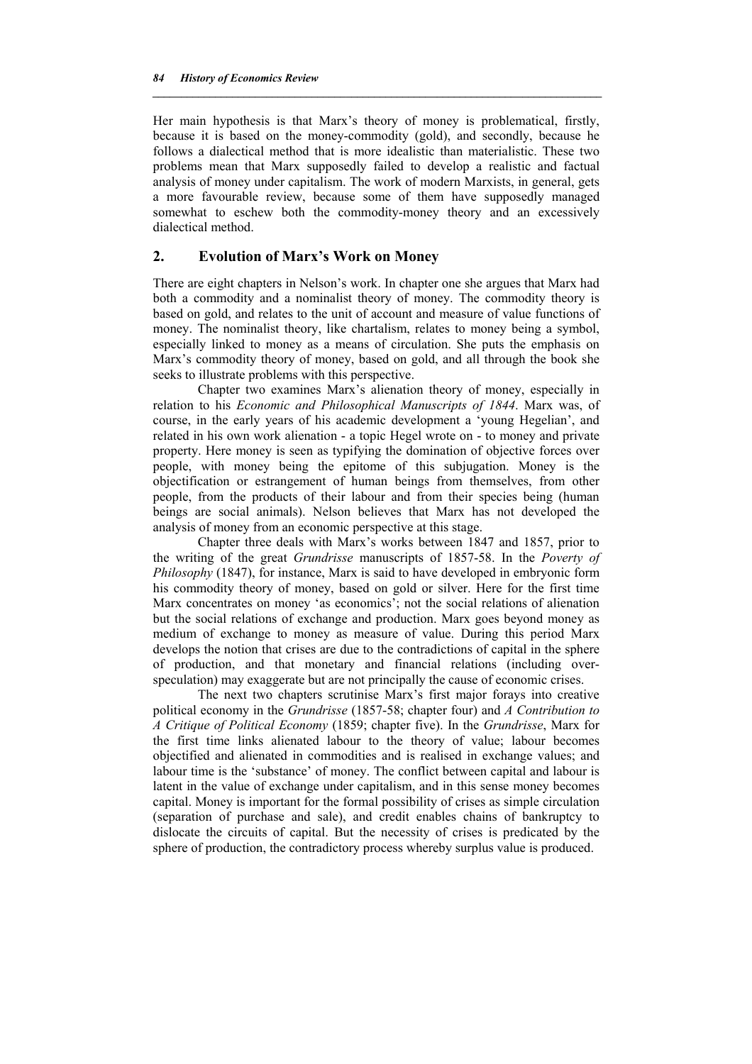Her main hypothesis is that Marx's theory of money is problematical, firstly, because it is based on the money-commodity (gold), and secondly, because he follows a dialectical method that is more idealistic than materialistic. These two problems mean that Marx supposedly failed to develop a realistic and factual analysis of money under capitalism. The work of modern Marxists, in general, gets a more favourable review, because some of them have supposedly managed somewhat to eschew both the commodity-money theory and an excessively dialectical method.

## 2. Evolution of Marx's Work on Money

There are eight chapters in Nelson's work. In chapter one she argues that Marx had both a commodity and a nominalist theory of money. The commodity theory is based on gold, and relates to the unit of account and measure of value functions of money. The nominalist theory, like chartalism, relates to money being a symbol, especially linked to money as a means of circulation. She puts the emphasis on Marx's commodity theory of money, based on gold, and all through the book she seeks to illustrate problems with this perspective.

Chapter two examines Marx's alienation theory of money, especially in relation to his *Economic and Philosophical Manuscripts of 1844*. Marx was, of course, in the early years of his academic development a 'young Hegelian', and related in his own work alienation - a topic Hegel wrote on - to money and private property. Here money is seen as typifying the domination of objective forces over people, with money being the epitome of this subjugation. Money is the objectification or estrangement of human beings from themselves, from other people, from the products of their labour and from their species being (human beings are social animals). Nelson believes that Marx has not developed the analysis of money from an economic perspective at this stage.

Chapter three deals with Marx's works between 1847 and 1857, prior to the writing of the great *Grundrisse* manuscripts of 1857-58. In the *Poverty of Philosophy* (1847), for instance, Marx is said to have developed in embryonic form his commodity theory of money, based on gold or silver. Here for the first time Marx concentrates on money 'as economics'; not the social relations of alienation but the social relations of exchange and production. Marx goes beyond money as medium of exchange to money as measure of value. During this period Marx develops the notion that crises are due to the contradictions of capital in the sphere of production, and that monetary and financial relations (including over-speculation) may exaggerate but are not principally the cause of economic crises.

The next two chapters scrutinise Marx's first major forays into creative political economy in the *Grundrisse* (1857-58; chapter four) and *A Contribution to A Critique of Political Economy* (1859; chapter five). In the *Grundrisse*, Marx for the first time links alienated labour to the theory of value; labour becomes objectified and alienated in commodities and is realised in exchange values; and labour time is the 'substance' of money. The conflict between capital and labour is latent in the value of exchange under capitalism, and in this sense money becomes capital. Money is important for the formal possibility of crises as simple circulation (separation of purchase and sale), and credit enables chains of bankruptcy to dislocate the circuits of capital. But the necessity of crises is predicated by the sphere of production, the contradictory process whereby surplus value is produced.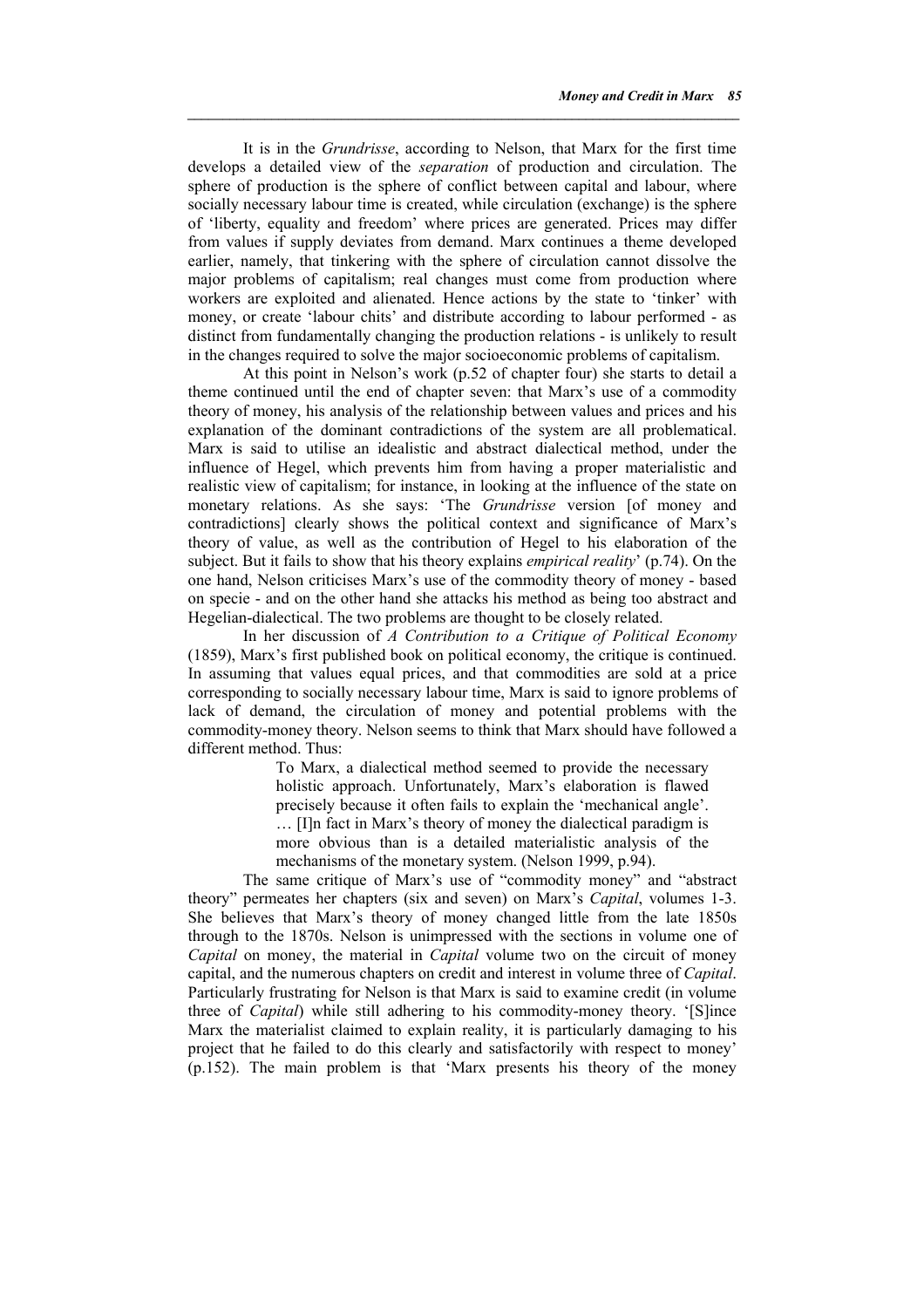It is in the *Grundrisse*, according to Nelson, that Marx for the first time develops a detailed view of the *separation* of production and circulation. The sphere of production is the sphere of conflict between capital and labour, where socially necessary labour time is created, while circulation (exchange) is the sphere of 'liberty, equality and freedom' where prices are generated. Prices may differ from values if supply deviates from demand. Marx continues a theme developed earlier, namely, that tinkering with the sphere of circulation cannot dissolve the major problems of capitalism; real changes must come from production where workers are exploited and alienated. Hence actions by the state to 'tinker' with money, or create 'labour chits' and distribute according to labour performed - as distinct from fundamentally changing the production relations - is unlikely to result in the changes required to solve the major socioeconomic problems of capitalism.

At this point in Nelson's work (p.52 of chapter four) she starts to detail a theme continued until the end of chapter seven: that Marx's use of a commodity theory of money, his analysis of the relationship between values and prices and his explanation of the dominant contradictions of the system are all problematical. Marx is said to utilise an idealistic and abstract dialectical method, under the influence of Hegel, which prevents him from having a proper materialistic and realistic view of capitalism; for instance, in looking at the influence of the state on monetary relations. As she says: 'The *Grundrisse* version [of money and contradictions] clearly shows the political context and significance of Marx's theory of value, as well as the contribution of Hegel to his elaboration of the subject. But it fails to show that his theory explains *empirical reality*' (p.74). On the one hand, Nelson criticises Marx's use of the commodity theory of money - based on specie - and on the other hand she attacks his method as being too abstract and Hegelian-dialectical. The two problems are thought to be closely related.

In her discussion of *A Contribution to a Critique of Political Economy* (1859), Marx's first published book on political economy, the critique is continued. In assuming that values equal prices, and that commodities are sold at a price corresponding to socially necessary labour time, Marx is said to ignore problems of lack of demand, the circulation of money and potential problems with the commodity-money theory. Nelson seems to think that Marx should have followed a different method. Thus:

> To Marx, a dialectical method seemed to provide the necessary holistic approach. Unfortunately, Marx's elaboration is flawed precisely because it often fails to explain the 'mechanical angle'. … [I]n fact in Marx's theory of money the dialectical paradigm is more obvious than is a detailed materialistic analysis of the mechanisms of the monetary system. (Nelson 1999, p.94).

The same critique of Marx's use of "commodity money" and "abstract theory" permeates her chapters (six and seven) on Marx's *Capital*, volumes 1-3. She believes that Marx's theory of money changed little from the late 1850s through to the 1870s. Nelson is unimpressed with the sections in volume one of *Capital* on money, the material in *Capital* volume two on the circuit of money capital, and the numerous chapters on credit and interest in volume three of *Capital*. Particularly frustrating for Nelson is that Marx is said to examine credit (in volume three of *Capital*) while still adhering to his commodity-money theory. '[S]ince Marx the materialist claimed to explain reality, it is particularly damaging to his project that he failed to do this clearly and satisfactorily with respect to money' (p.152). The main problem is that 'Marx presents his theory of the money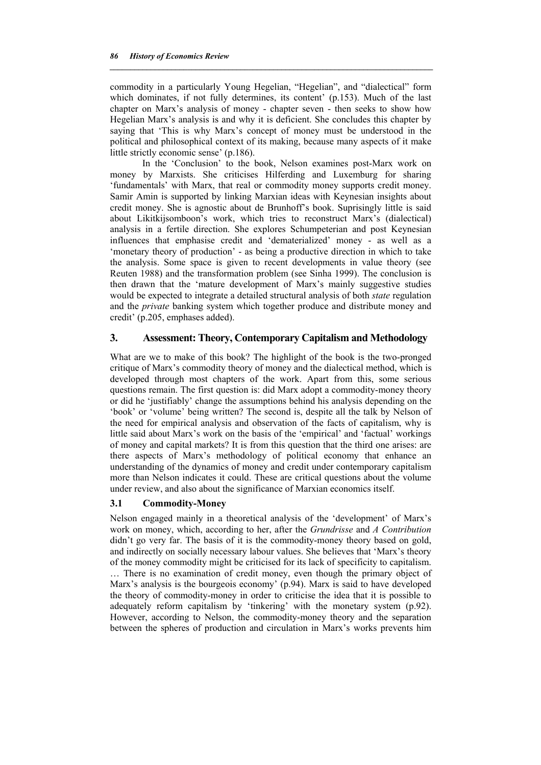commodity in a particularly Young Hegelian, "Hegelian", and "dialectical" form which dominates, if not fully determines, its content' (p.153). Much of the last chapter on Marx's analysis of money - chapter seven - then seeks to show how Hegelian Marx's analysis is and why it is deficient. She concludes this chapter by saying that 'This is why Marx's concept of money must be understood in the political and philosophical context of its making, because many aspects of it make little strictly economic sense' (p.186).

In the 'Conclusion' to the book, Nelson examines post-Marx work on money by Marxists. She criticises Hilferding and Luxemburg for sharing 'fundamentals' with Marx, that real or commodity money supports credit money. Samir Amin is supported by linking Marxian ideas with Keynesian insights about credit money. She is agnostic about de Brunhoff's book. Suprisingly little is said about Likitkijsomboon's work, which tries to reconstruct Marx's (dialectical) analysis in a fertile direction. She explores Schumpeterian and post Keynesian influences that emphasise credit and 'dematerialized' money - as well as a 'monetary theory of production' - as being a productive direction in which to take the analysis. Some space is given to recent developments in value theory (see Reuten 1988) and the transformation problem (see Sinha 1999). The conclusion is then drawn that the 'mature development of Marx's mainly suggestive studies would be expected to integrate a detailed structural analysis of both *state* regulation and the *private* banking system which together produce and distribute money and credit' (p.205, emphases added).

## 3. Assessment: Theory, Contemporary Capitalism and Methodology

What are we to make of this book? The highlight of the book is the two-pronged critique of Marx's commodity theory of money and the dialectical method, which is developed through most chapters of the work. Apart from this, some serious questions remain. The first question is: did Marx adopt a commodity-money theory or did he 'justifiably' change the assumptions behind his analysis depending on the 'book' or 'volume' being written? The second is, despite all the talk by Nelson of the need for empirical analysis and observation of the facts of capitalism, why is little said about Marx's work on the basis of the 'empirical' and 'factual' workings of money and capital markets? It is from this question that the third one arises: are there aspects of Marx's methodology of political economy that enhance an understanding of the dynamics of money and credit under contemporary capitalism more than Nelson indicates it could. These are critical questions about the volume under review, and also about the significance of Marxian economics itself.

### 3.1 Commodity-Money

Nelson engaged mainly in a theoretical analysis of the 'development' of Marx's work on money, which, according to her, after the *Grundrisse* and *A Contribution* didn't go very far. The basis of it is the commodity-money theory based on gold, and indirectly on socially necessary labour values. She believes that 'Marx's theory of the money commodity might be criticised for its lack of specificity to capitalism. … There is no examination of credit money, even though the primary object of Marx's analysis is the bourgeois economy' (p.94). Marx is said to have developed the theory of commodity-money in order to criticise the idea that it is possible to adequately reform capitalism by 'tinkering' with the monetary system (p.92). However, according to Nelson, the commodity-money theory and the separation between the spheres of production and circulation in Marx's works prevents him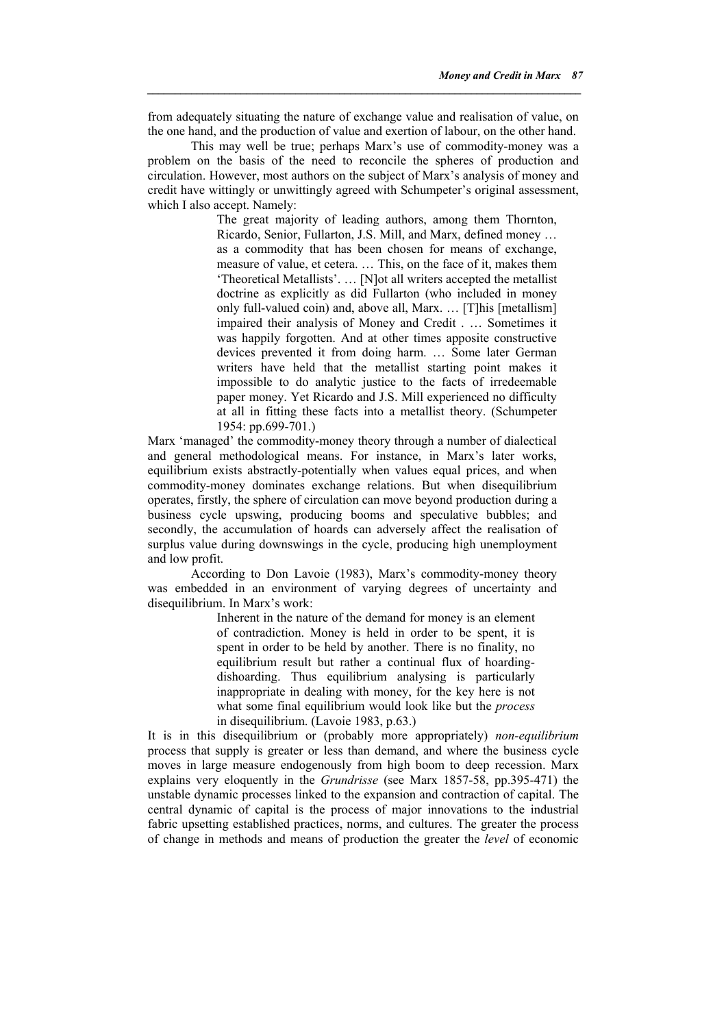from adequately situating the nature of exchange value and realisation of value, on the one hand, and the production of value and exertion of labour, on the other hand.

This may well be true; perhaps Marx's use of commodity-money was a problem on the basis of the need to reconcile the spheres of production and circulation. However, most authors on the subject of Marx's analysis of money and credit have wittingly or unwittingly agreed with Schumpeter's original assessment, which I also accept. Namely:

> The great majority of leading authors, among them Thornton, Ricardo, Senior, Fullarton, J.S. Mill, and Marx, defined money … as a commodity that has been chosen for means of exchange, measure of value, et cetera. … This, on the face of it, makes them 'Theoretical Metallists'. … [N]ot all writers accepted the metallist doctrine as explicitly as did Fullarton (who included in money only full-valued coin) and, above all, Marx. … [T]his [metallism] impaired their analysis of Money and Credit . … Sometimes it was happily forgotten. And at other times apposite constructive devices prevented it from doing harm. … Some later German writers have held that the metallist starting point makes it impossible to do analytic justice to the facts of irredeemable paper money. Yet Ricardo and J.S. Mill experienced no difficulty at all in fitting these facts into a metallist theory. (Schumpeter 1954: pp.699-701.)

Marx 'managed' the commodity-money theory through a number of dialectical and general methodological means. For instance, in Marx's later works, equilibrium exists abstractly-potentially when values equal prices, and when commodity-money dominates exchange relations. But when disequilibrium operates, firstly, the sphere of circulation can move beyond production during a business cycle upswing, producing booms and speculative bubbles; and secondly, the accumulation of hoards can adversely affect the realisation of surplus value during downswings in the cycle, producing high unemployment and low profit.

According to Don Lavoie (1983), Marx's commodity-money theory was embedded in an environment of varying degrees of uncertainty and disequilibrium. In Marx's work:

> Inherent in the nature of the demand for money is an element of contradiction. Money is held in order to be spent, it is spent in order to be held by another. There is no finality, no equilibrium result but rather a continual flux of hoarding-dishoarding. Thus equilibrium analysing is particularly inappropriate in dealing with money, for the key here is not what some final equilibrium would look like but the *process* in disequilibrium. (Lavoie 1983, p.63.)

It is in this disequilibrium or (probably more appropriately) *non-equilibrium* process that supply is greater or less than demand, and where the business cycle moves in large measure endogenously from high boom to deep recession. Marx explains very eloquently in the *Grundrisse* (see Marx 1857-58, pp.395-471) the unstable dynamic processes linked to the expansion and contraction of capital. The central dynamic of capital is the process of major innovations to the industrial fabric upsetting established practices, norms, and cultures. The greater the process of change in methods and means of production the greater the *level* of economic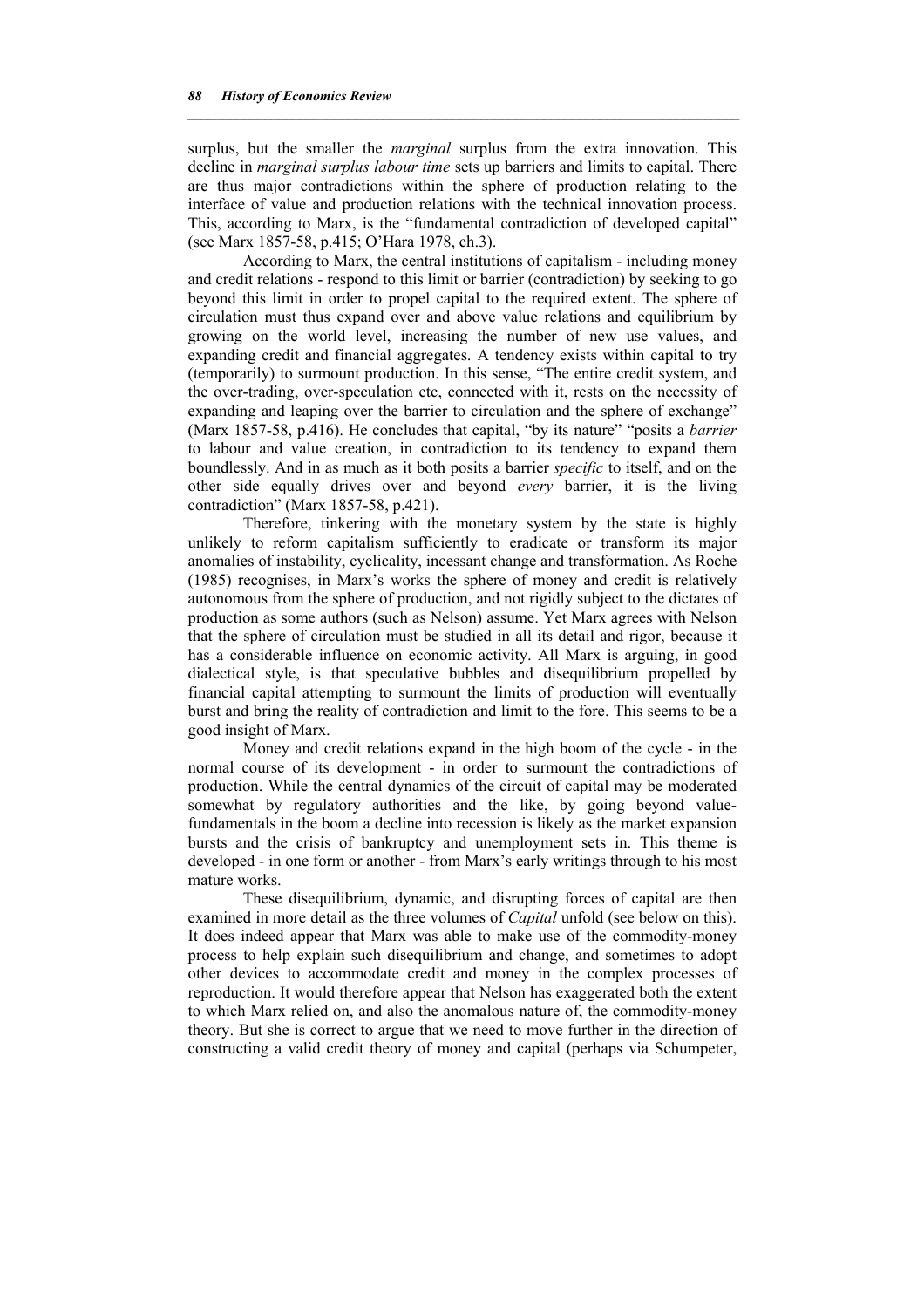surplus, but the smaller the *marginal* surplus from the extra innovation. This decline in *marginal surplus labour time* sets up barriers and limits to capital. There are thus major contradictions within the sphere of production relating to the interface of value and production relations with the technical innovation process. This, according to Marx, is the "fundamental contradiction of developed capital" (see Marx 1857-58, p.415; O'Hara 1978, ch.3).

According to Marx, the central institutions of capitalism - including money and credit relations - respond to this limit or barrier (contradiction) by seeking to go beyond this limit in order to propel capital to the required extent. The sphere of circulation must thus expand over and above value relations and equilibrium by growing on the world level, increasing the number of new use values, and expanding credit and financial aggregates. A tendency exists within capital to try (temporarily) to surmount production. In this sense, "The entire credit system, and the over-trading, over-speculation etc, connected with it, rests on the necessity of expanding and leaping over the barrier to circulation and the sphere of exchange" (Marx 1857-58, p.416). He concludes that capital, "by its nature" "posits a *barrier* to labour and value creation, in contradiction to its tendency to expand them boundlessly. And in as much as it both posits a barrier *specific* to itself, and on the other side equally drives over and beyond *every* barrier, it is the living contradiction" (Marx 1857-58, p.421).

Therefore, tinkering with the monetary system by the state is highly unlikely to reform capitalism sufficiently to eradicate or transform its major anomalies of instability, cyclicality, incessant change and transformation. As Roche (1985) recognises, in Marx's works the sphere of money and credit is relatively autonomous from the sphere of production, and not rigidly subject to the dictates of production as some authors (such as Nelson) assume. Yet Marx agrees with Nelson that the sphere of circulation must be studied in all its detail and rigor, because it has a considerable influence on economic activity. All Marx is arguing, in good dialectical style, is that speculative bubbles and disequilibrium propelled by financial capital attempting to surmount the limits of production will eventually burst and bring the reality of contradiction and limit to the fore. This seems to be a good insight of Marx.

Money and credit relations expand in the high boom of the cycle - in the normal course of its development - in order to surmount the contradictions of production. While the central dynamics of the circuit of capital may be moderated somewhat by regulatory authorities and the like, by going beyond value-fundamentals in the boom a decline into recession is likely as the market expansion bursts and the crisis of bankruptcy and unemployment sets in. This theme is developed - in one form or another - from Marx's early writings through to his most mature works.

These disequilibrium, dynamic, and disrupting forces of capital are then examined in more detail as the three volumes of *Capital* unfold (see below on this). It does indeed appear that Marx was able to make use of the commodity-money process to help explain such disequilibrium and change, and sometimes to adopt other devices to accommodate credit and money in the complex processes of reproduction. It would therefore appear that Nelson has exaggerated both the extent to which Marx relied on, and also the anomalous nature of, the commodity-money theory. But she is correct to argue that we need to move further in the direction of constructing a valid credit theory of money and capital (perhaps via Schumpeter,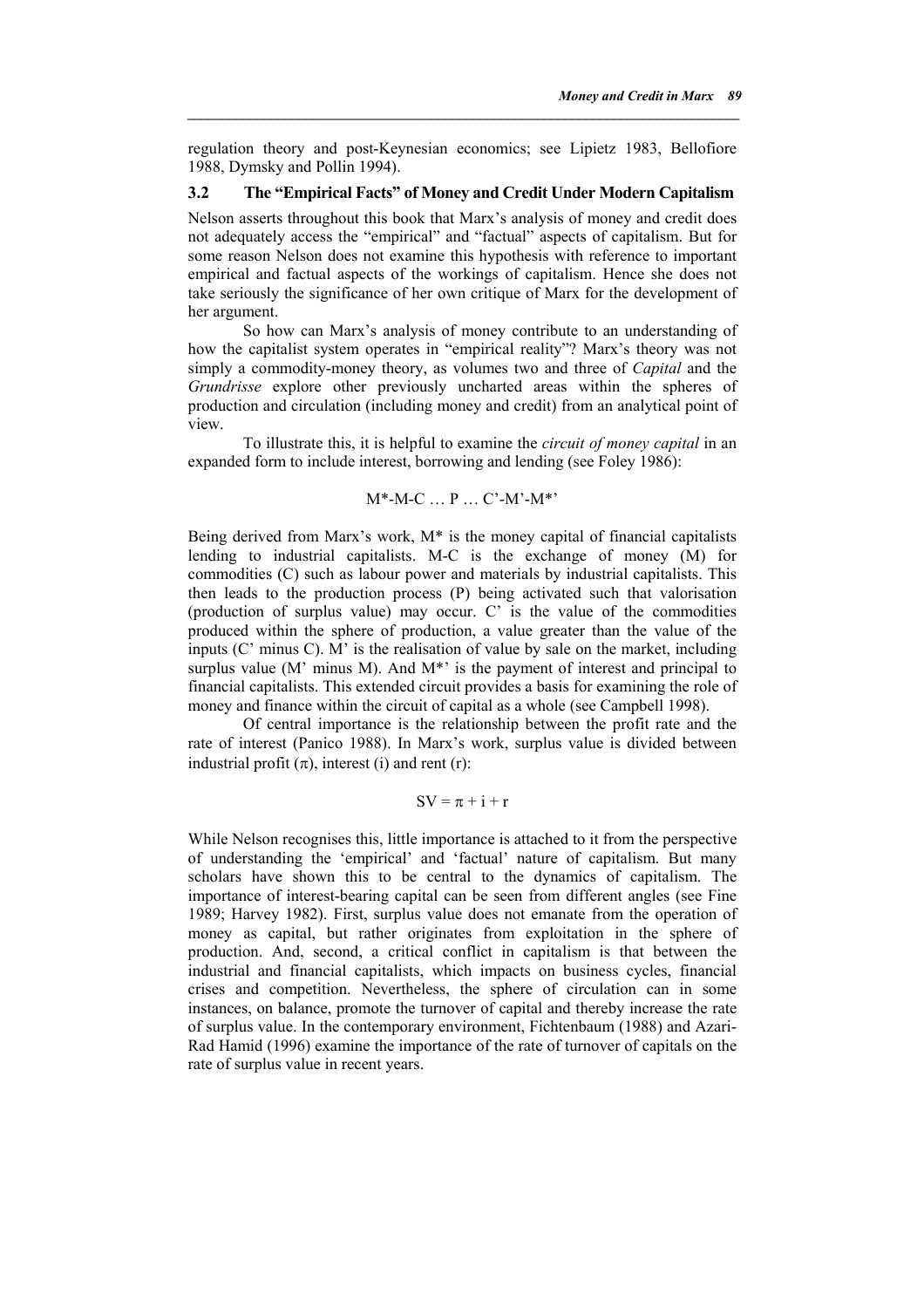regulation theory and post-Keynesian economics; see Lipietz 1983, Bellofiore 1988, Dymsky and Pollin 1994).

### 3.2 The "Empirical Facts" of Money and Credit Under Modern Capitalism

Nelson asserts throughout this book that Marx's analysis of money and credit does not adequately access the "empirical" and "factual" aspects of capitalism. But for some reason Nelson does not examine this hypothesis with reference to important empirical and factual aspects of the workings of capitalism. Hence she does not take seriously the significance of her own critique of Marx for the development of her argument.

So how can Marx's analysis of money contribute to an understanding of how the capitalist system operates in "empirical reality"? Marx's theory was not simply a commodity-money theory, as volumes two and three of *Capital* and the *Grundrisse* explore other previously uncharted areas within the spheres of production and circulation (including money and credit) from an analytical point of view.

To illustrate this, it is helpful to examine the *circuit of money capital* in an expanded form to include interest, borrowing and lending (see Foley 1986):

$$M^*\text{-}M\text{-}C \ldots P \ldots C'\text{-}M'\text{-}M^{*\prime}$$

Being derived from Marx's work, M* is the money capital of financial capitalists lending to industrial capitalists. M-C is the exchange of money (M) for commodities (C) such as labour power and materials by industrial capitalists. This then leads to the production process (P) being activated such that valorisation (production of surplus value) may occur. C' is the value of the commodities produced within the sphere of production, a value greater than the value of the inputs (C' minus C). M' is the realisation of value by sale on the market, including surplus value (M' minus M). And M*' is the payment of interest and principal to financial capitalists. This extended circuit provides a basis for examining the role of money and finance within the circuit of capital as a whole (see Campbell 1998).

Of central importance is the relationship between the profit rate and the rate of interest (Panico 1988). In Marx's work, surplus value is divided between industrial profit ($\pi$), interest (i) and rent (r):

$$SV = \pi + i + r$$

While Nelson recognises this, little importance is attached to it from the perspective of understanding the 'empirical' and 'factual' nature of capitalism. But many scholars have shown this to be central to the dynamics of capitalism. The importance of interest-bearing capital can be seen from different angles (see Fine 1989; Harvey 1982). First, surplus value does not emanate from the operation of money as capital, but rather originates from exploitation in the sphere of production. And, second, a critical conflict in capitalism is that between the industrial and financial capitalists, which impacts on business cycles, financial crises and competition. Nevertheless, the sphere of circulation can in some instances, on balance, promote the turnover of capital and thereby increase the rate of surplus value. In the contemporary environment, Fichtenbaum (1988) and Azari-Rad Hamid (1996) examine the importance of the rate of turnover of capitals on the rate of surplus value in recent years.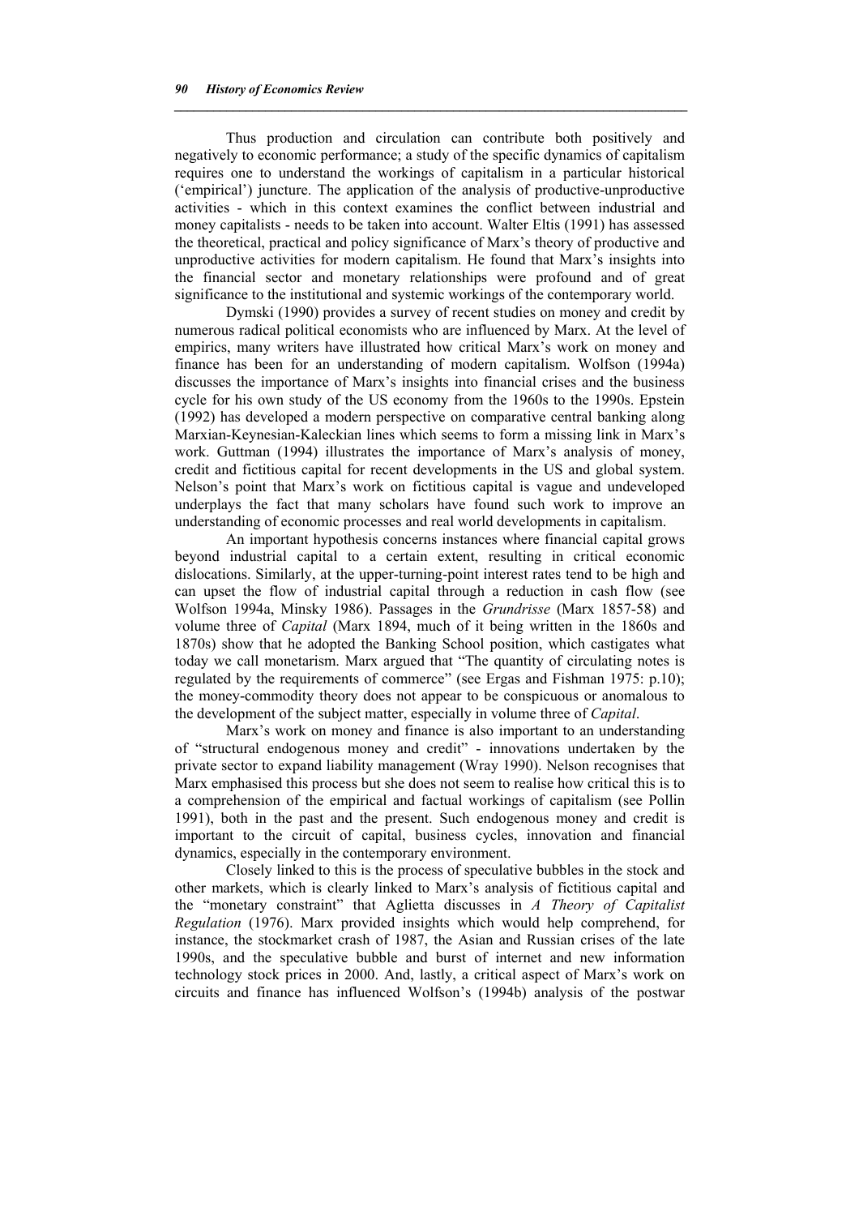Thus production and circulation can contribute both positively and negatively to economic performance; a study of the specific dynamics of capitalism requires one to understand the workings of capitalism in a particular historical ('empirical') juncture. The application of the analysis of productive-unproductive activities - which in this context examines the conflict between industrial and money capitalists - needs to be taken into account. Walter Eltis (1991) has assessed the theoretical, practical and policy significance of Marx's theory of productive and unproductive activities for modern capitalism. He found that Marx's insights into the financial sector and monetary relationships were profound and of great significance to the institutional and systemic workings of the contemporary world.

Dymski (1990) provides a survey of recent studies on money and credit by numerous radical political economists who are influenced by Marx. At the level of empirics, many writers have illustrated how critical Marx's work on money and finance has been for an understanding of modern capitalism. Wolfson (1994a) discusses the importance of Marx's insights into financial crises and the business cycle for his own study of the US economy from the 1960s to the 1990s. Epstein (1992) has developed a modern perspective on comparative central banking along Marxian-Keynesian-Kaleckian lines which seems to form a missing link in Marx's work. Guttman (1994) illustrates the importance of Marx's analysis of money, credit and fictitious capital for recent developments in the US and global system. Nelson's point that Marx's work on fictitious capital is vague and undeveloped underplays the fact that many scholars have found such work to improve an understanding of economic processes and real world developments in capitalism.

An important hypothesis concerns instances where financial capital grows beyond industrial capital to a certain extent, resulting in critical economic dislocations. Similarly, at the upper-turning-point interest rates tend to be high and can upset the flow of industrial capital through a reduction in cash flow (see Wolfson 1994a, Minsky 1986). Passages in the *Grundrisse* (Marx 1857-58) and volume three of *Capital* (Marx 1894, much of it being written in the 1860s and 1870s) show that he adopted the Banking School position, which castigates what today we call monetarism. Marx argued that "The quantity of circulating notes is regulated by the requirements of commerce" (see Ergas and Fishman 1975: p.10); the money-commodity theory does not appear to be conspicuous or anomalous to the development of the subject matter, especially in volume three of *Capital*.

Marx's work on money and finance is also important to an understanding of "structural endogenous money and credit" - innovations undertaken by the private sector to expand liability management (Wray 1990). Nelson recognises that Marx emphasised this process but she does not seem to realise how critical this is to a comprehension of the empirical and factual workings of capitalism (see Pollin 1991), both in the past and the present. Such endogenous money and credit is important to the circuit of capital, business cycles, innovation and financial dynamics, especially in the contemporary environment.

Closely linked to this is the process of speculative bubbles in the stock and other markets, which is clearly linked to Marx's analysis of fictitious capital and the "monetary constraint" that Aglietta discusses in *A Theory of Capitalist Regulation* (1976). Marx provided insights which would help comprehend, for instance, the stockmarket crash of 1987, the Asian and Russian crises of the late 1990s, and the speculative bubble and burst of internet and new information technology stock prices in 2000. And, lastly, a critical aspect of Marx's work on circuits and finance has influenced Wolfson's (1994b) analysis of the postwar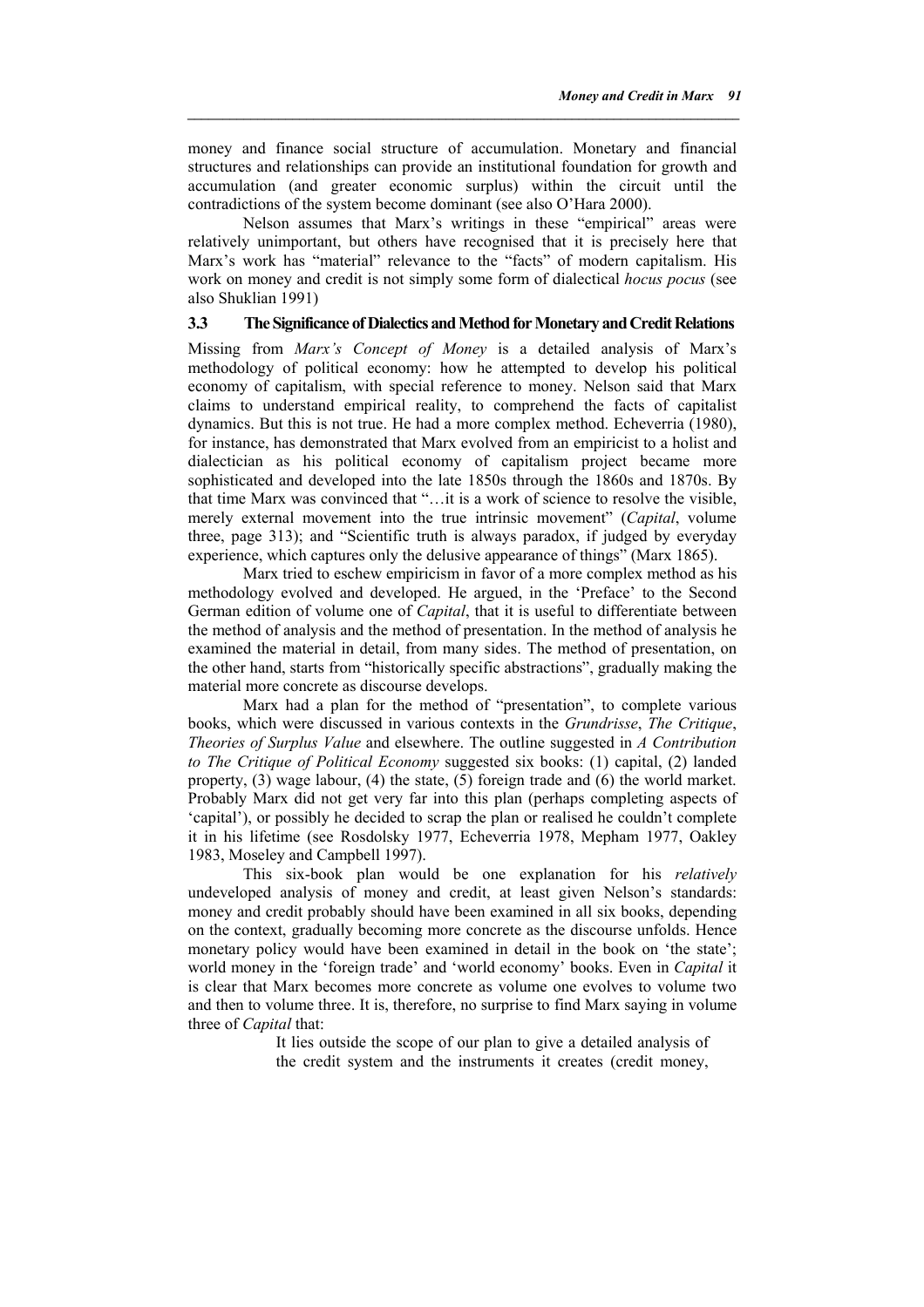money and finance social structure of accumulation. Monetary and financial structures and relationships can provide an institutional foundation for growth and accumulation (and greater economic surplus) within the circuit until the contradictions of the system become dominant (see also O'Hara 2000).

Nelson assumes that Marx's writings in these "empirical" areas were relatively unimportant, but others have recognised that it is precisely here that Marx's work has "material" relevance to the "facts" of modern capitalism. His work on money and credit is not simply some form of dialectical *hocus pocus* (see also Shuklian 1991)

### 3.3 The Significance of Dialectics and Method for Monetary and Credit Relations

Missing from *Marx's Concept of Money* is a detailed analysis of Marx's methodology of political economy: how he attempted to develop his political economy of capitalism, with special reference to money. Nelson said that Marx claims to understand empirical reality, to comprehend the facts of capitalist dynamics. But this is not true. He had a more complex method. Echeverria (1980), for instance, has demonstrated that Marx evolved from an empiricist to a holist and dialectician as his political economy of capitalism project became more sophisticated and developed into the late 1850s through the 1860s and 1870s. By that time Marx was convinced that "…it is a work of science to resolve the visible, merely external movement into the true intrinsic movement" (*Capital*, volume three, page 313); and "Scientific truth is always paradox, if judged by everyday experience, which captures only the delusive appearance of things" (Marx 1865).

Marx tried to eschew empiricism in favor of a more complex method as his methodology evolved and developed. He argued, in the 'Preface' to the Second German edition of volume one of *Capital*, that it is useful to differentiate between the method of analysis and the method of presentation. In the method of analysis he examined the material in detail, from many sides. The method of presentation, on the other hand, starts from "historically specific abstractions", gradually making the material more concrete as discourse develops.

Marx had a plan for the method of "presentation", to complete various books, which were discussed in various contexts in the *Grundrisse*, *The Critique*, *Theories of Surplus Value* and elsewhere. The outline suggested in *A Contribution to The Critique of Political Economy* suggested six books: (1) capital, (2) landed property, (3) wage labour, (4) the state, (5) foreign trade and (6) the world market. Probably Marx did not get very far into this plan (perhaps completing aspects of 'capital'), or possibly he decided to scrap the plan or realised he couldn't complete it in his lifetime (see Rosdolsky 1977, Echeverria 1978, Mepham 1977, Oakley 1983, Moseley and Campbell 1997).

This six-book plan would be one explanation for his *relatively* undeveloped analysis of money and credit, at least given Nelson's standards: money and credit probably should have been examined in all six books, depending on the context, gradually becoming more concrete as the discourse unfolds. Hence monetary policy would have been examined in detail in the book on 'the state'; world money in the 'foreign trade' and 'world economy' books. Even in *Capital* it is clear that Marx becomes more concrete as volume one evolves to volume two and then to volume three. It is, therefore, no surprise to find Marx saying in volume three of *Capital* that:

> It lies outside the scope of our plan to give a detailed analysis of the credit system and the instruments it creates (credit money,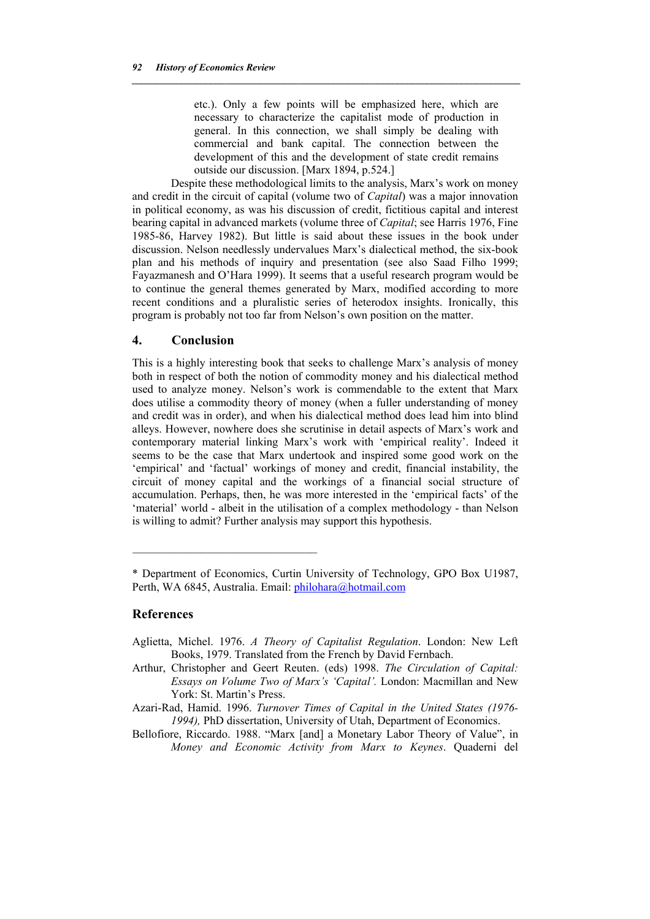> etc.). Only a few points will be emphasized here, which are necessary to characterize the capitalist mode of production in general. In this connection, we shall simply be dealing with commercial and bank capital. The connection between the development of this and the development of state credit remains outside our discussion. [Marx 1894, p.524.]

Despite these methodological limits to the analysis, Marx's work on money and credit in the circuit of capital (volume two of *Capital*) was a major innovation in political economy, as was his discussion of credit, fictitious capital and interest bearing capital in advanced markets (volume three of *Capital*; see Harris 1976, Fine 1985-86, Harvey 1982). But little is said about these issues in the book under discussion. Nelson needlessly undervalues Marx's dialectical method, the six-book plan and his methods of inquiry and presentation (see also Saad Filho 1999; Fayazmanesh and O'Hara 1999). It seems that a useful research program would be to continue the general themes generated by Marx, modified according to more recent conditions and a pluralistic series of heterodox insights. Ironically, this program is probably not too far from Nelson's own position on the matter.

## 4. Conclusion

This is a highly interesting book that seeks to challenge Marx's analysis of money both in respect of both the notion of commodity money and his dialectical method used to analyze money. Nelson's work is commendable to the extent that Marx does utilise a commodity theory of money (when a fuller understanding of money and credit was in order), and when his dialectical method does lead him into blind alleys. However, nowhere does she scrutinise in detail aspects of Marx's work and contemporary material linking Marx's work with 'empirical reality'. Indeed it seems to be the case that Marx undertook and inspired some good work on the 'empirical' and 'factual' workings of money and credit, financial instability, the circuit of money capital and the workings of a financial social structure of accumulation. Perhaps, then, he was more interested in the 'empirical facts' of the 'material' world - albeit in the utilisation of a complex methodology - than Nelson is willing to admit? Further analysis may support this hypothesis.

---

\* Department of Economics, Curtin University of Technology, GPO Box U1987, Perth, WA 6845, Australia. Email: philohara@hotmail.com

## References

Aglietta, Michel. 1976. *A Theory of Capitalist Regulation*. London: New Left Books, 1979. Translated from the French by David Fernbach.

Arthur, Christopher and Geert Reuten. (eds) 1998. *The Circulation of Capital: Essays on Volume Two of Marx's 'Capital'.* London: Macmillan and New York: St. Martin's Press.

Azari-Rad, Hamid. 1996. *Turnover Times of Capital in the United States (1976-1994),* PhD dissertation, University of Utah, Department of Economics.

Bellofiore, Riccardo. 1988. "Marx [and] a Monetary Labor Theory of Value", in *Money and Economic Activity from Marx to Keynes*. Quaderni del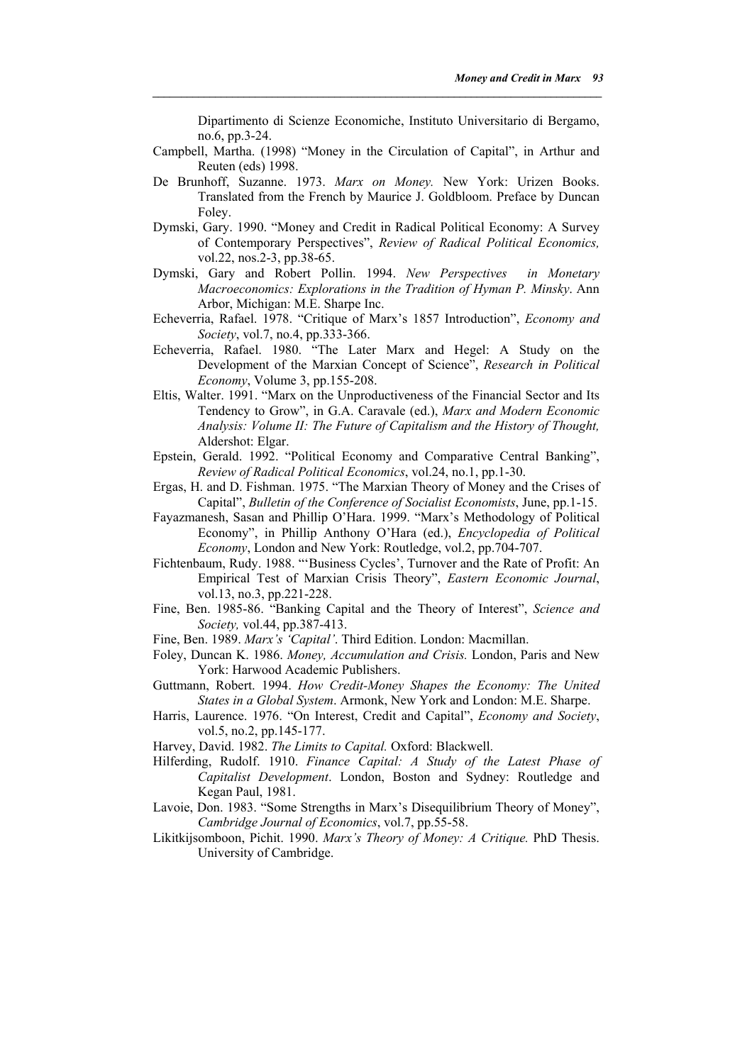Dipartimento di Scienze Economiche, Instituto Universitario di Bergamo, no.6, pp.3-24.

Campbell, Martha. (1998) "Money in the Circulation of Capital", in Arthur and Reuten (eds) 1998.

De Brunhoff, Suzanne. 1973. *Marx on Money.* New York: Urizen Books. Translated from the French by Maurice J. Goldbloom. Preface by Duncan Foley.

Dymski, Gary. 1990. "Money and Credit in Radical Political Economy: A Survey of Contemporary Perspectives", *Review of Radical Political Economics,* vol.22, nos.2-3, pp.38-65.

Dymski, Gary and Robert Pollin. 1994. *New Perspectives in Monetary Macroeconomics: Explorations in the Tradition of Hyman P. Minsky*. Ann Arbor, Michigan: M.E. Sharpe Inc.

Echeverria, Rafael. 1978. "Critique of Marx's 1857 Introduction", *Economy and Society*, vol.7, no.4, pp.333-366.

Echeverria, Rafael. 1980. "The Later Marx and Hegel: A Study on the Development of the Marxian Concept of Science", *Research in Political Economy*, Volume 3, pp.155-208.

Eltis, Walter. 1991. "Marx on the Unproductiveness of the Financial Sector and Its Tendency to Grow", in G.A. Caravale (ed.), *Marx and Modern Economic Analysis: Volume II: The Future of Capitalism and the History of Thought,* Aldershot: Elgar.

Epstein, Gerald. 1992. "Political Economy and Comparative Central Banking", *Review of Radical Political Economics*, vol.24, no.1, pp.1-30.

Ergas, H. and D. Fishman. 1975. "The Marxian Theory of Money and the Crises of Capital", *Bulletin of the Conference of Socialist Economists*, June, pp.1-15.

Fayazmanesh, Sasan and Phillip O'Hara. 1999. "Marx's Methodology of Political Economy", in Phillip Anthony O'Hara (ed.), *Encyclopedia of Political Economy*, London and New York: Routledge, vol.2, pp.704-707.

Fichtenbaum, Rudy. 1988. "'Business Cycles', Turnover and the Rate of Profit: An Empirical Test of Marxian Crisis Theory", *Eastern Economic Journal*, vol.13, no.3, pp.221-228.

Fine, Ben. 1985-86. "Banking Capital and the Theory of Interest", *Science and Society,* vol.44, pp.387-413.

Fine, Ben. 1989. *Marx's 'Capital'*. Third Edition. London: Macmillan.

Foley, Duncan K. 1986. *Money, Accumulation and Crisis.* London, Paris and New York: Harwood Academic Publishers.

Guttmann, Robert. 1994. *How Credit-Money Shapes the Economy: The United States in a Global System*. Armonk, New York and London: M.E. Sharpe.

Harris, Laurence. 1976. "On Interest, Credit and Capital", *Economy and Society*, vol.5, no.2, pp.145-177.

Harvey, David. 1982. *The Limits to Capital.* Oxford: Blackwell.

Hilferding, Rudolf. 1910. *Finance Capital: A Study of the Latest Phase of Capitalist Development*. London, Boston and Sydney: Routledge and Kegan Paul, 1981.

Lavoie, Don. 1983. "Some Strengths in Marx's Disequilibrium Theory of Money", *Cambridge Journal of Economics*, vol.7, pp.55-58.

Likitkijsomboon, Pichit. 1990. *Marx's Theory of Money: A Critique.* PhD Thesis. University of Cambridge.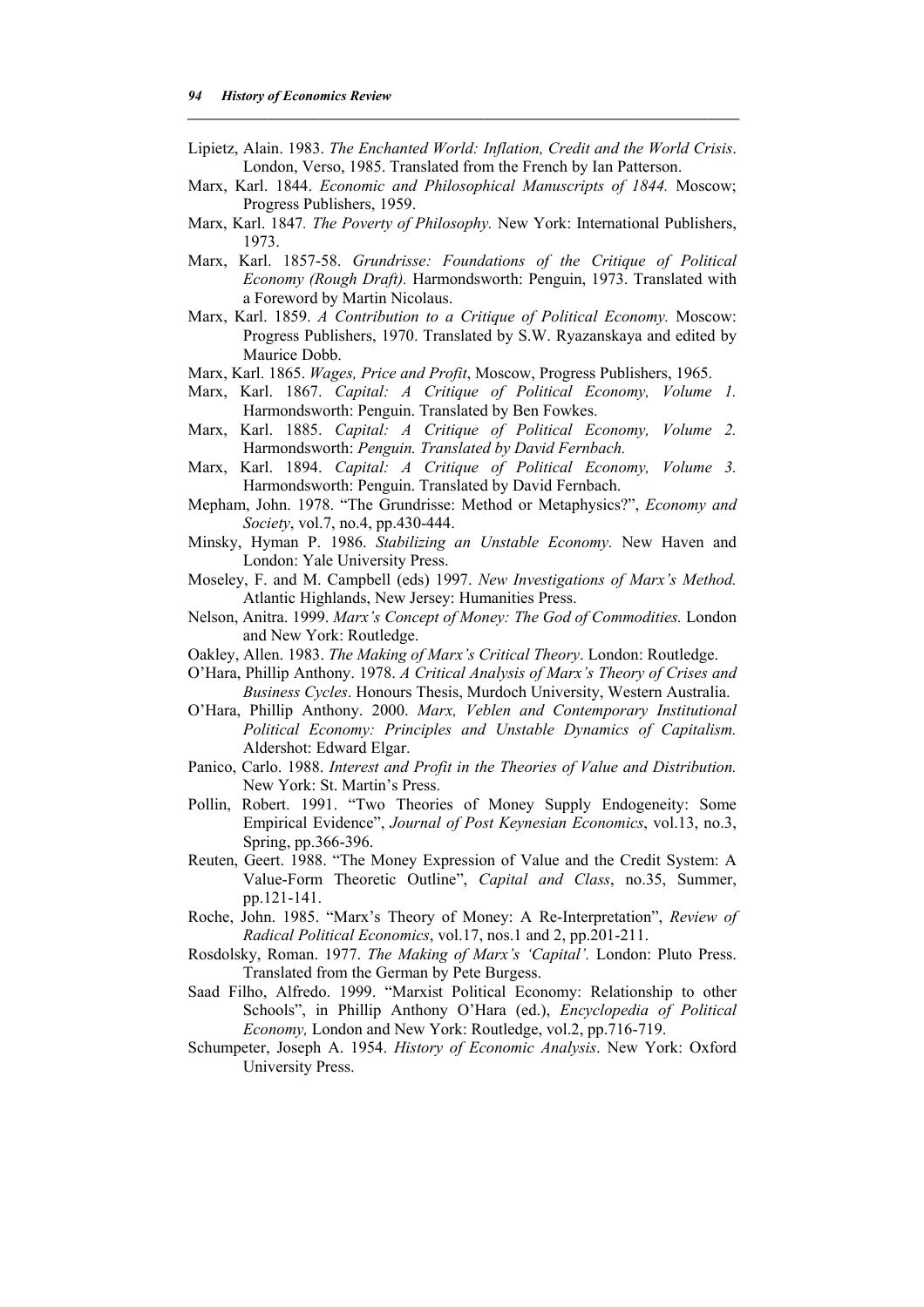Lipietz, Alain. 1983. *The Enchanted World: Inflation, Credit and the World Crisis*. London, Verso, 1985. Translated from the French by Ian Patterson.

Marx, Karl. 1844. *Economic and Philosophical Manuscripts of 1844.* Moscow; Progress Publishers, 1959.

Marx, Karl. 1847. *The Poverty of Philosophy.* New York: International Publishers, 1973.

Marx, Karl. 1857-58. *Grundrisse: Foundations of the Critique of Political Economy (Rough Draft).* Harmondsworth: Penguin, 1973. Translated with a Foreword by Martin Nicolaus.

Marx, Karl. 1859. *A Contribution to a Critique of Political Economy.* Moscow: Progress Publishers, 1970. Translated by S.W. Ryazanskaya and edited by Maurice Dobb.

Marx, Karl. 1865. *Wages, Price and Profit*, Moscow, Progress Publishers, 1965.

Marx, Karl. 1867. *Capital: A Critique of Political Economy, Volume 1.* Harmondsworth: Penguin. Translated by Ben Fowkes.

Marx, Karl. 1885. *Capital: A Critique of Political Economy, Volume 2.* Harmondsworth: *Penguin. Translated by David Fernbach.*

Marx, Karl. 1894. *Capital: A Critique of Political Economy, Volume 3.* Harmondsworth: Penguin. Translated by David Fernbach.

Mepham, John. 1978. "The Grundrisse: Method or Metaphysics?", *Economy and Society*, vol.7, no.4, pp.430-444.

Minsky, Hyman P. 1986. *Stabilizing an Unstable Economy.* New Haven and London: Yale University Press.

Moseley, F. and M. Campbell (eds) 1997. *New Investigations of Marx's Method.* Atlantic Highlands, New Jersey: Humanities Press.

Nelson, Anitra. 1999. *Marx's Concept of Money: The God of Commodities.* London and New York: Routledge.

Oakley, Allen. 1983. *The Making of Marx's Critical Theory*. London: Routledge.

O'Hara, Phillip Anthony. 1978. *A Critical Analysis of Marx's Theory of Crises and Business Cycles*. Honours Thesis, Murdoch University, Western Australia.

O'Hara, Phillip Anthony. 2000. *Marx, Veblen and Contemporary Institutional Political Economy: Principles and Unstable Dynamics of Capitalism.* Aldershot: Edward Elgar.

Panico, Carlo. 1988. *Interest and Profit in the Theories of Value and Distribution.* New York: St. Martin's Press.

Pollin, Robert. 1991. "Two Theories of Money Supply Endogeneity: Some Empirical Evidence", *Journal of Post Keynesian Economics*, vol.13, no.3, Spring, pp.366-396.

Reuten, Geert. 1988. "The Money Expression of Value and the Credit System: A Value-Form Theoretic Outline", *Capital and Class*, no.35, Summer, pp.121-141.

Roche, John. 1985. "Marx's Theory of Money: A Re-Interpretation", *Review of Radical Political Economics*, vol.17, nos.1 and 2, pp.201-211.

Rosdolsky, Roman. 1977. *The Making of Marx's 'Capital'.* London: Pluto Press. Translated from the German by Pete Burgess.

Saad Filho, Alfredo. 1999. "Marxist Political Economy: Relationship to other Schools", in Phillip Anthony O'Hara (ed.), *Encyclopedia of Political Economy,* London and New York: Routledge, vol.2, pp.716-719.

Schumpeter, Joseph A. 1954. *History of Economic Analysis*. New York: Oxford University Press.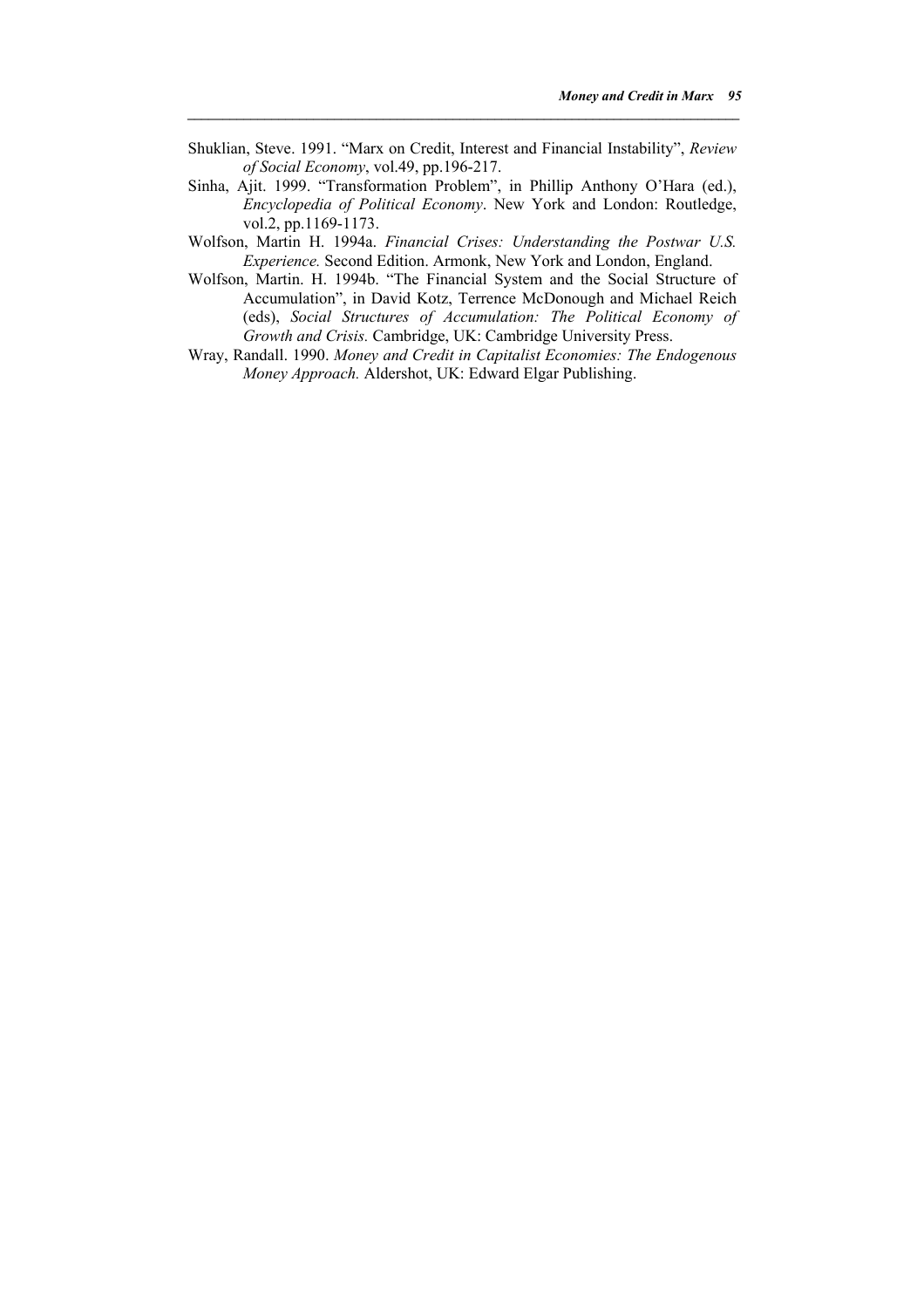Shuklian, Steve. 1991. "Marx on Credit, Interest and Financial Instability", *Review of Social Economy*, vol.49, pp.196-217.

Sinha, Ajit. 1999. "Transformation Problem", in Phillip Anthony O'Hara (ed.), *Encyclopedia of Political Economy*. New York and London: Routledge, vol.2, pp.1169-1173.

Wolfson, Martin H. 1994a. *Financial Crises: Understanding the Postwar U.S. Experience.* Second Edition. Armonk, New York and London, England.

Wolfson, Martin. H. 1994b. "The Financial System and the Social Structure of Accumulation", in David Kotz, Terrence McDonough and Michael Reich (eds), *Social Structures of Accumulation: The Political Economy of Growth and Crisis.* Cambridge, UK: Cambridge University Press.

Wray, Randall. 1990. *Money and Credit in Capitalist Economies: The Endogenous Money Approach.* Aldershot, UK: Edward Elgar Publishing.